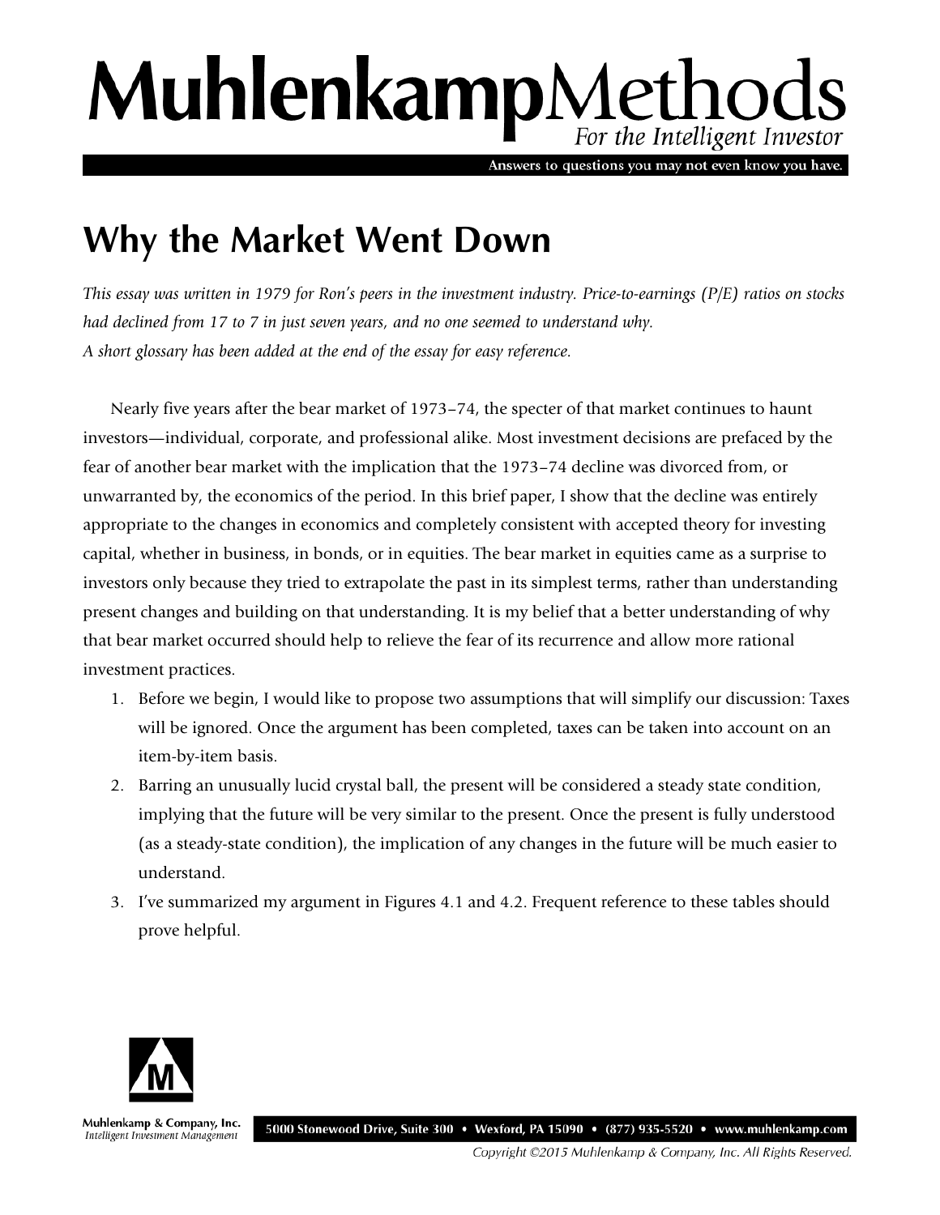# MuhlenkampMethods

*For the Intelligent Investor*

Answers to questions you may not even know you have.

## Why the Market Went Down

*This essay was written in 1979 for Ron's peers in the investment industry. Price-to-earnings (P/E) ratios on stocks had declined from 17 to 7 in just seven years, and no one seemed to understand why.*
*A short glossary has been added at the end of the essay for easy reference.*

Nearly five years after the bear market of 1973–74, the specter of that market continues to haunt investors—individual, corporate, and professional alike. Most investment decisions are prefaced by the fear of another bear market with the implication that the 1973–74 decline was divorced from, or unwarranted by, the economics of the period. In this brief paper, I show that the decline was entirely appropriate to the changes in economics and completely consistent with accepted theory for investing capital, whether in business, in bonds, or in equities. The bear market in equities came as a surprise to investors only because they tried to extrapolate the past in its simplest terms, rather than understanding present changes and building on that understanding. It is my belief that a better understanding of why that bear market occurred should help to relieve the fear of its recurrence and allow more rational investment practices.

1. Before we begin, I would like to propose two assumptions that will simplify our discussion: Taxes will be ignored. Once the argument has been completed, taxes can be taken into account on an item-by-item basis.
2. Barring an unusually lucid crystal ball, the present will be considered a steady state condition, implying that the future will be very similar to the present. Once the present is fully understood (as a steady-state condition), the implication of any changes in the future will be much easier to understand.
3. I've summarized my argument in Figures 4.1 and 4.2. Frequent reference to these tables should prove helpful.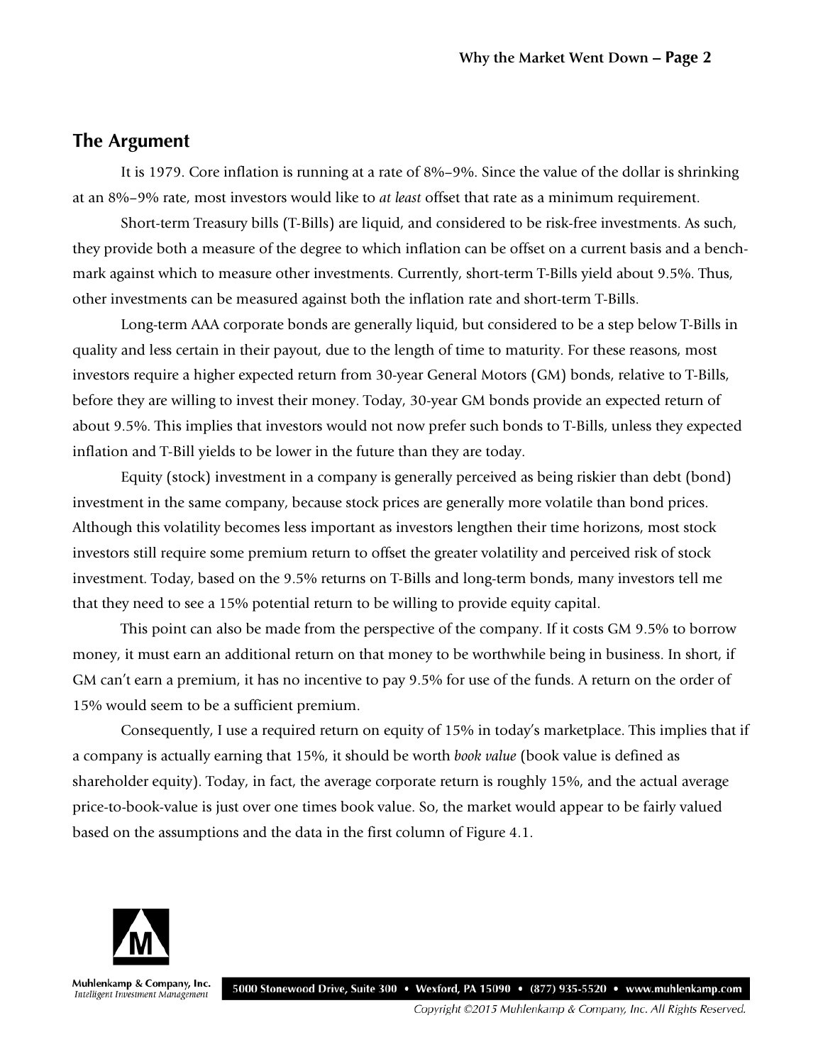## The Argument

It is 1979. Core inflation is running at a rate of 8%–9%. Since the value of the dollar is shrinking at an 8%–9% rate, most investors would like to *at least* offset that rate as a minimum requirement.

Short-term Treasury bills (T-Bills) are liquid, and considered to be risk-free investments. As such, they provide both a measure of the degree to which inflation can be offset on a current basis and a benchmark against which to measure other investments. Currently, short-term T-Bills yield about 9.5%. Thus, other investments can be measured against both the inflation rate and short-term T-Bills.

Long-term AAA corporate bonds are generally liquid, but considered to be a step below T-Bills in quality and less certain in their payout, due to the length of time to maturity. For these reasons, most investors require a higher expected return from 30-year General Motors (GM) bonds, relative to T-Bills, before they are willing to invest their money. Today, 30-year GM bonds provide an expected return of about 9.5%. This implies that investors would not now prefer such bonds to T-Bills, unless they expected inflation and T-Bill yields to be lower in the future than they are today.

Equity (stock) investment in a company is generally perceived as being riskier than debt (bond) investment in the same company, because stock prices are generally more volatile than bond prices. Although this volatility becomes less important as investors lengthen their time horizons, most stock investors still require some premium return to offset the greater volatility and perceived risk of stock investment. Today, based on the 9.5% returns on T-Bills and long-term bonds, many investors tell me that they need to see a 15% potential return to be willing to provide equity capital.

This point can also be made from the perspective of the company. If it costs GM 9.5% to borrow money, it must earn an additional return on that money to be worthwhile being in business. In short, if GM can't earn a premium, it has no incentive to pay 9.5% for use of the funds. A return on the order of 15% would seem to be a sufficient premium.

Consequently, I use a required return on equity of 15% in today's marketplace. This implies that if a company is actually earning that 15%, it should be worth *book value* (book value is defined as shareholder equity). Today, in fact, the average corporate return is roughly 15%, and the actual average price-to-book-value is just over one times book value. So, the market would appear to be fairly valued based on the assumptions and the data in the first column of Figure 4.1.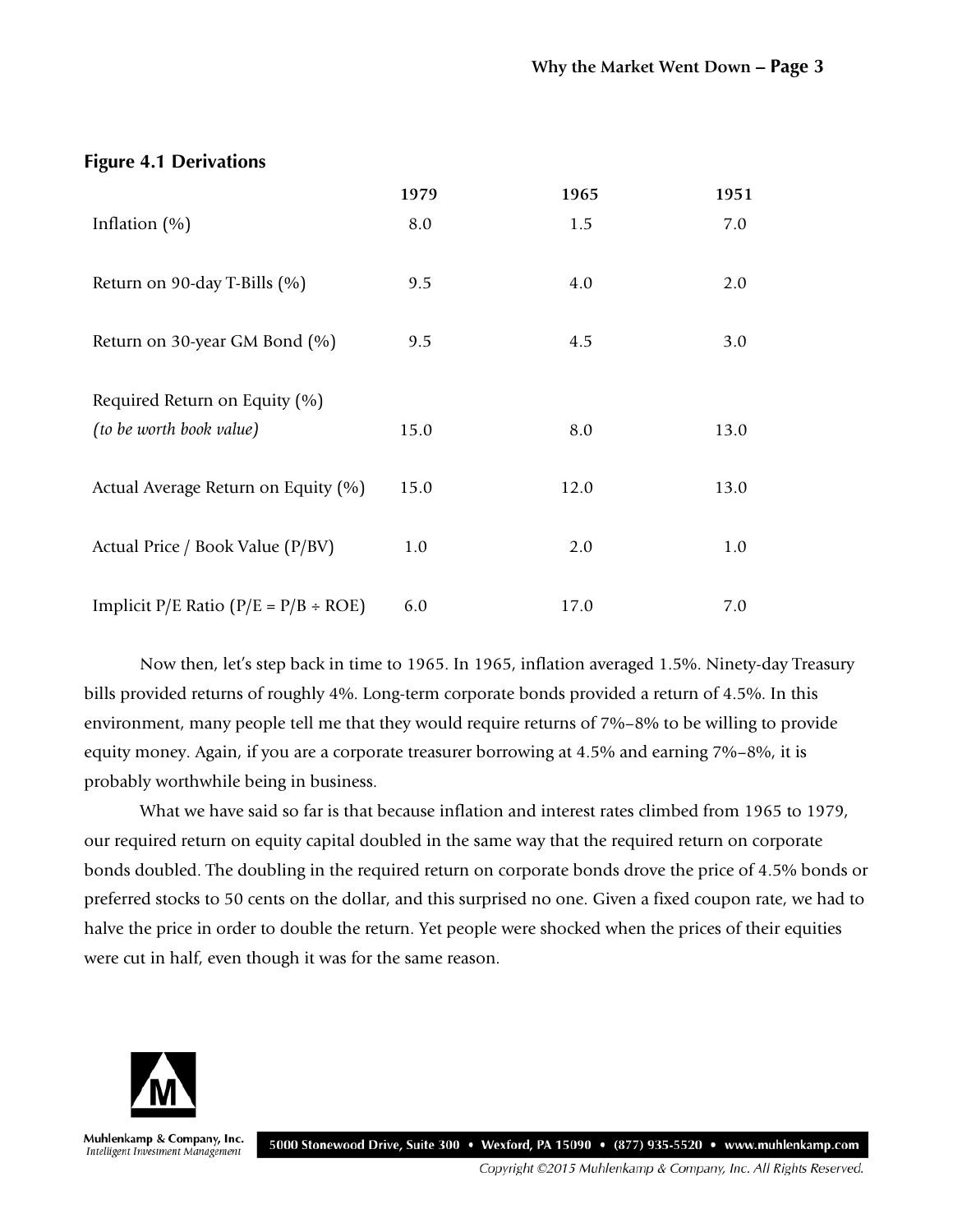### Figure 4.1 Derivations

| | 1979 | 1965 | 1951 |
|---|---|---|---|
| Inflation (%) | 8.0 | 1.5 | 7.0 |
| Return on 90-day T-Bills (%) | 9.5 | 4.0 | 2.0 |
| Return on 30-year GM Bond (%) | 9.5 | 4.5 | 3.0 |
| Required Return on Equity (%) *(to be worth book value)* | 15.0 | 8.0 | 13.0 |
| Actual Average Return on Equity (%) | 15.0 | 12.0 | 13.0 |
| Actual Price / Book Value (P/BV) | 1.0 | 2.0 | 1.0 |
| Implicit P/E Ratio (P/E = P/B ÷ ROE) | 6.0 | 17.0 | 7.0 |

Now then, let's step back in time to 1965. In 1965, inflation averaged 1.5%. Ninety-day Treasury bills provided returns of roughly 4%. Long-term corporate bonds provided a return of 4.5%. In this environment, many people tell me that they would require returns of 7%–8% to be willing to provide equity money. Again, if you are a corporate treasurer borrowing at 4.5% and earning 7%–8%, it is probably worthwhile being in business.

What we have said so far is that because inflation and interest rates climbed from 1965 to 1979, our required return on equity capital doubled in the same way that the required return on corporate bonds doubled. The doubling in the required return on corporate bonds drove the price of 4.5% bonds or preferred stocks to 50 cents on the dollar, and this surprised no one. Given a fixed coupon rate, we had to halve the price in order to double the return. Yet people were shocked when the prices of their equities were cut in half, even though it was for the same reason.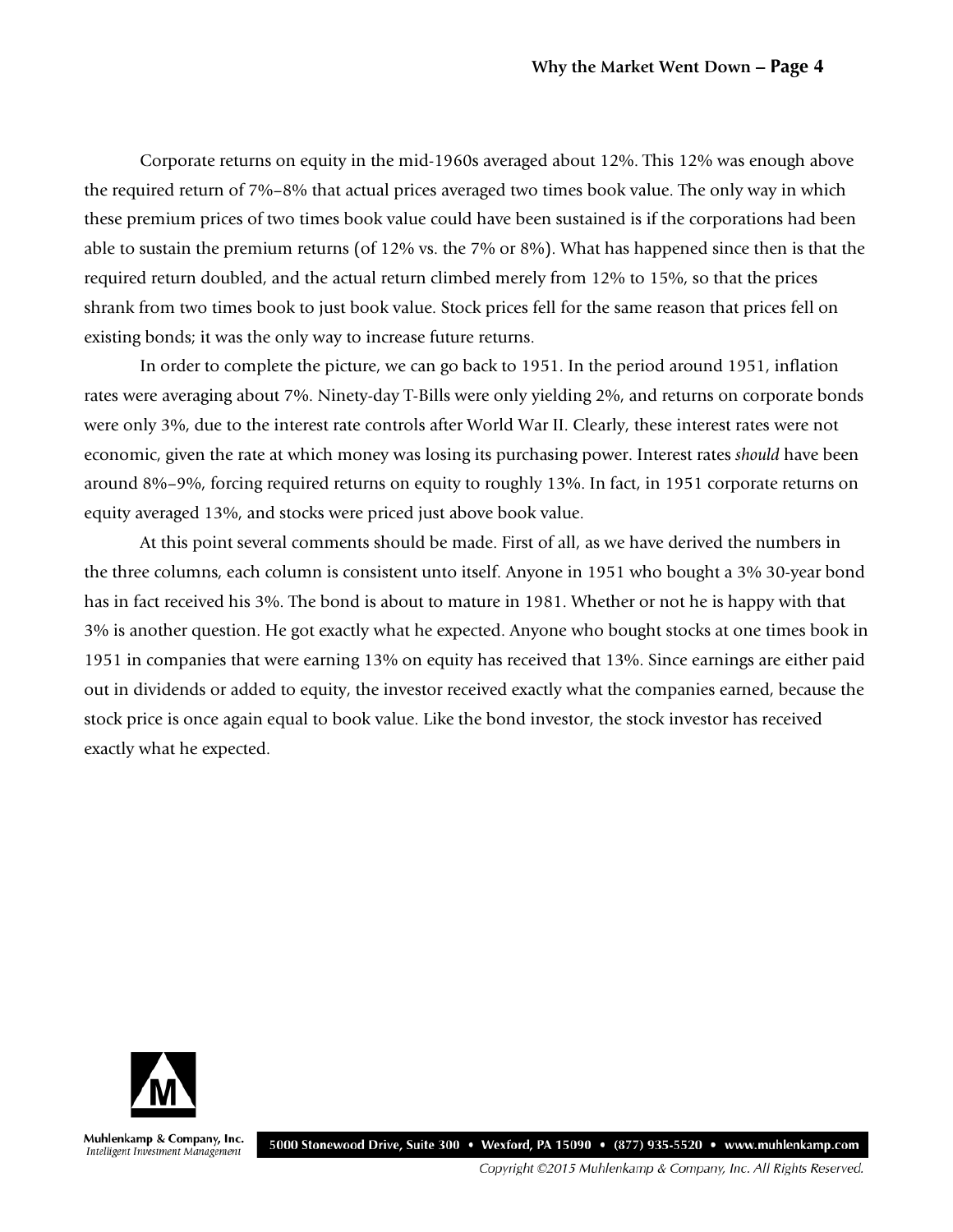Corporate returns on equity in the mid-1960s averaged about 12%. This 12% was enough above the required return of 7%–8% that actual prices averaged two times book value. The only way in which these premium prices of two times book value could have been sustained is if the corporations had been able to sustain the premium returns (of 12% vs. the 7% or 8%). What has happened since then is that the required return doubled, and the actual return climbed merely from 12% to 15%, so that the prices shrank from two times book to just book value. Stock prices fell for the same reason that prices fell on existing bonds; it was the only way to increase future returns.

In order to complete the picture, we can go back to 1951. In the period around 1951, inflation rates were averaging about 7%. Ninety-day T-Bills were only yielding 2%, and returns on corporate bonds were only 3%, due to the interest rate controls after World War II. Clearly, these interest rates were not economic, given the rate at which money was losing its purchasing power. Interest rates *should* have been around 8%–9%, forcing required returns on equity to roughly 13%. In fact, in 1951 corporate returns on equity averaged 13%, and stocks were priced just above book value.

At this point several comments should be made. First of all, as we have derived the numbers in the three columns, each column is consistent unto itself. Anyone in 1951 who bought a 3% 30-year bond has in fact received his 3%. The bond is about to mature in 1981. Whether or not he is happy with that 3% is another question. He got exactly what he expected. Anyone who bought stocks at one times book in 1951 in companies that were earning 13% on equity has received that 13%. Since earnings are either paid out in dividends or added to equity, the investor received exactly what the companies earned, because the stock price is once again equal to book value. Like the bond investor, the stock investor has received exactly what he expected.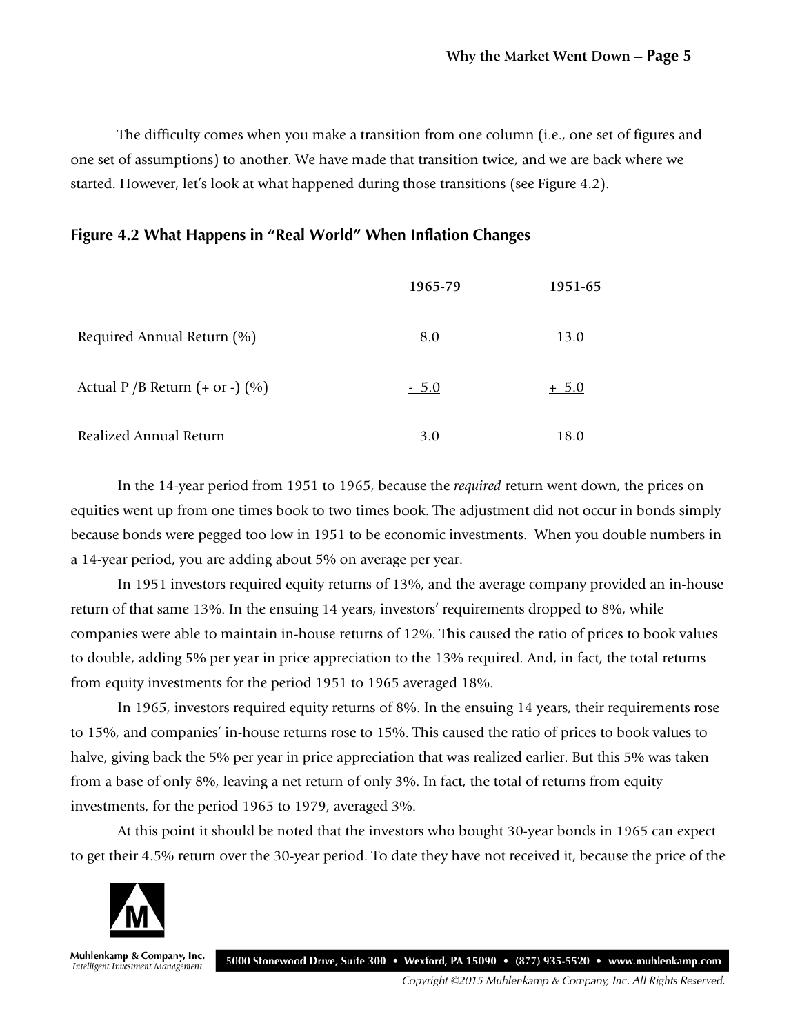The difficulty comes when you make a transition from one column (i.e., one set of figures and one set of assumptions) to another. We have made that transition twice, and we are back where we started. However, let's look at what happened during those transitions (see Figure 4.2).

### Figure 4.2 What Happens in "Real World" When Inflation Changes

| | 1965-79 | 1951-65 |
|---|---|---|
| Required Annual Return (%) | 8.0 | 13.0 |
| Actual P /B Return (+ or -) (%) | - 5.0 | + 5.0 |
| Realized Annual Return | 3.0 | 18.0 |

In the 14-year period from 1951 to 1965, because the *required* return went down, the prices on equities went up from one times book to two times book. The adjustment did not occur in bonds simply because bonds were pegged too low in 1951 to be economic investments. When you double numbers in a 14-year period, you are adding about 5% on average per year.

In 1951 investors required equity returns of 13%, and the average company provided an in-house return of that same 13%. In the ensuing 14 years, investors' requirements dropped to 8%, while companies were able to maintain in-house returns of 12%. This caused the ratio of prices to book values to double, adding 5% per year in price appreciation to the 13% required. And, in fact, the total returns from equity investments for the period 1951 to 1965 averaged 18%.

In 1965, investors required equity returns of 8%. In the ensuing 14 years, their requirements rose to 15%, and companies' in-house returns rose to 15%. This caused the ratio of prices to book values to halve, giving back the 5% per year in price appreciation that was realized earlier. But this 5% was taken from a base of only 8%, leaving a net return of only 3%. In fact, the total of returns from equity investments, for the period 1965 to 1979, averaged 3%.

At this point it should be noted that the investors who bought 30-year bonds in 1965 can expect to get their 4.5% return over the 30-year period. To date they have not received it, because the price of the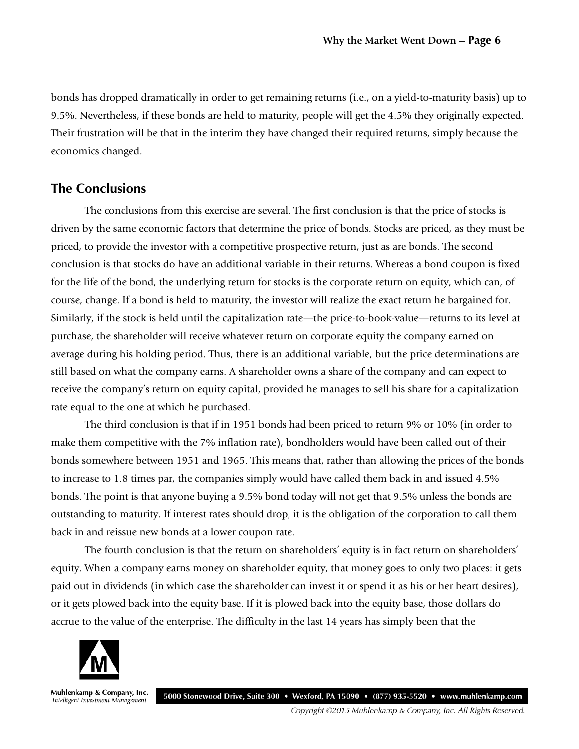bonds has dropped dramatically in order to get remaining returns (i.e., on a yield-to-maturity basis) up to 9.5%. Nevertheless, if these bonds are held to maturity, people will get the 4.5% they originally expected. Their frustration will be that in the interim they have changed their required returns, simply because the economics changed.

## The Conclusions

The conclusions from this exercise are several. The first conclusion is that the price of stocks is driven by the same economic factors that determine the price of bonds. Stocks are priced, as they must be priced, to provide the investor with a competitive prospective return, just as are bonds. The second conclusion is that stocks do have an additional variable in their returns. Whereas a bond coupon is fixed for the life of the bond, the underlying return for stocks is the corporate return on equity, which can, of course, change. If a bond is held to maturity, the investor will realize the exact return he bargained for. Similarly, if the stock is held until the capitalization rate—the price-to-book-value—returns to its level at purchase, the shareholder will receive whatever return on corporate equity the company earned on average during his holding period. Thus, there is an additional variable, but the price determinations are still based on what the company earns. A shareholder owns a share of the company and can expect to receive the company's return on equity capital, provided he manages to sell his share for a capitalization rate equal to the one at which he purchased.

The third conclusion is that if in 1951 bonds had been priced to return 9% or 10% (in order to make them competitive with the 7% inflation rate), bondholders would have been called out of their bonds somewhere between 1951 and 1965. This means that, rather than allowing the prices of the bonds to increase to 1.8 times par, the companies simply would have called them back in and issued 4.5% bonds. The point is that anyone buying a 9.5% bond today will not get that 9.5% unless the bonds are outstanding to maturity. If interest rates should drop, it is the obligation of the corporation to call them back in and reissue new bonds at a lower coupon rate.

The fourth conclusion is that the return on shareholders' equity is in fact return on shareholders' equity. When a company earns money on shareholder equity, that money goes to only two places: it gets paid out in dividends (in which case the shareholder can invest it or spend it as his or her heart desires), or it gets plowed back into the equity base. If it is plowed back into the equity base, those dollars do accrue to the value of the enterprise. The difficulty in the last 14 years has simply been that the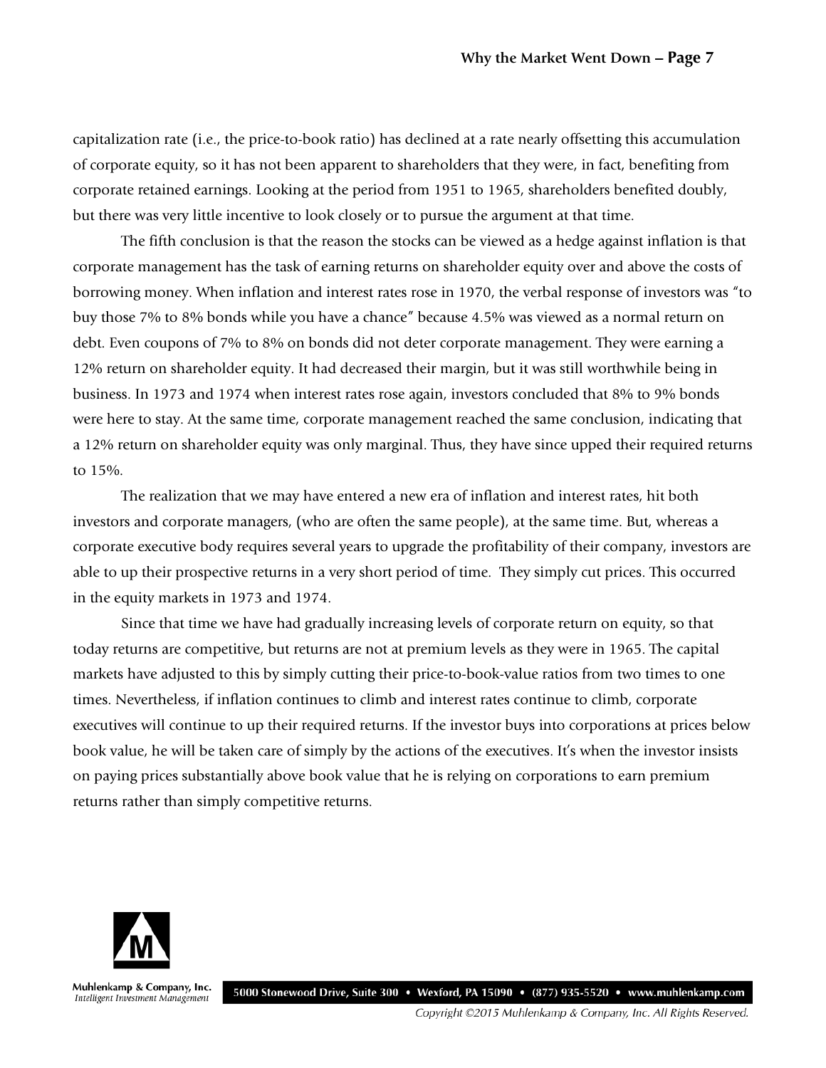capitalization rate (i.e., the price-to-book ratio) has declined at a rate nearly offsetting this accumulation of corporate equity, so it has not been apparent to shareholders that they were, in fact, benefiting from corporate retained earnings. Looking at the period from 1951 to 1965, shareholders benefited doubly, but there was very little incentive to look closely or to pursue the argument at that time.

The fifth conclusion is that the reason the stocks can be viewed as a hedge against inflation is that corporate management has the task of earning returns on shareholder equity over and above the costs of borrowing money. When inflation and interest rates rose in 1970, the verbal response of investors was "to buy those 7% to 8% bonds while you have a chance" because 4.5% was viewed as a normal return on debt. Even coupons of 7% to 8% on bonds did not deter corporate management. They were earning a 12% return on shareholder equity. It had decreased their margin, but it was still worthwhile being in business. In 1973 and 1974 when interest rates rose again, investors concluded that 8% to 9% bonds were here to stay. At the same time, corporate management reached the same conclusion, indicating that a 12% return on shareholder equity was only marginal. Thus, they have since upped their required returns to 15%.

The realization that we may have entered a new era of inflation and interest rates, hit both investors and corporate managers, (who are often the same people), at the same time. But, whereas a corporate executive body requires several years to upgrade the profitability of their company, investors are able to up their prospective returns in a very short period of time. They simply cut prices. This occurred in the equity markets in 1973 and 1974.

Since that time we have had gradually increasing levels of corporate return on equity, so that today returns are competitive, but returns are not at premium levels as they were in 1965. The capital markets have adjusted to this by simply cutting their price-to-book-value ratios from two times to one times. Nevertheless, if inflation continues to climb and interest rates continue to climb, corporate executives will continue to up their required returns. If the investor buys into corporations at prices below book value, he will be taken care of simply by the actions of the executives. It's when the investor insists on paying prices substantially above book value that he is relying on corporations to earn premium returns rather than simply competitive returns.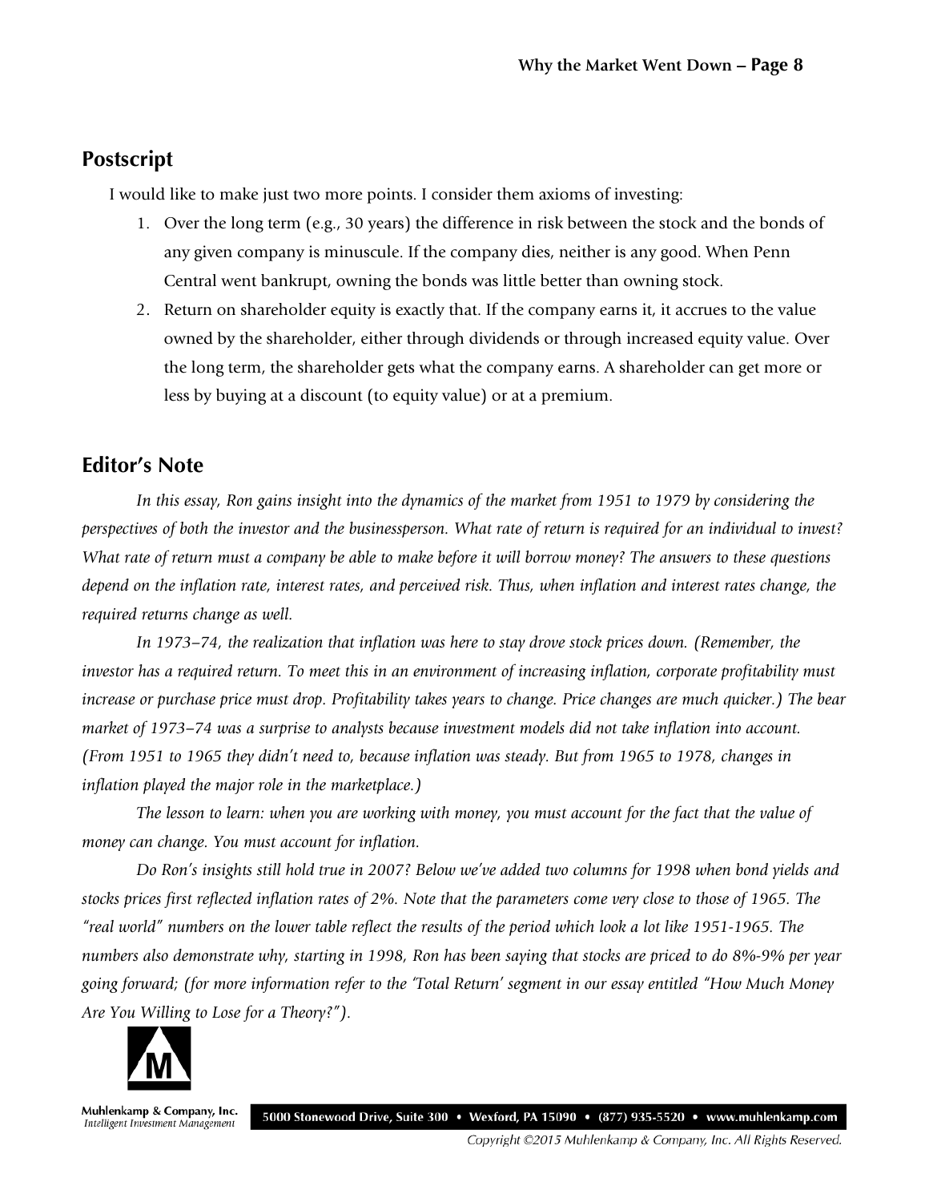## Postscript

I would like to make just two more points. I consider them axioms of investing:

1. Over the long term (e.g., 30 years) the difference in risk between the stock and the bonds of any given company is minuscule. If the company dies, neither is any good. When Penn Central went bankrupt, owning the bonds was little better than owning stock.
2. Return on shareholder equity is exactly that. If the company earns it, it accrues to the value owned by the shareholder, either through dividends or through increased equity value. Over the long term, the shareholder gets what the company earns. A shareholder can get more or less by buying at a discount (to equity value) or at a premium.

## Editor's Note

*In this essay, Ron gains insight into the dynamics of the market from 1951 to 1979 by considering the perspectives of both the investor and the businessperson. What rate of return is required for an individual to invest? What rate of return must a company be able to make before it will borrow money? The answers to these questions depend on the inflation rate, interest rates, and perceived risk. Thus, when inflation and interest rates change, the required returns change as well.*

*In 1973–74, the realization that inflation was here to stay drove stock prices down. (Remember, the investor has a required return. To meet this in an environment of increasing inflation, corporate profitability must increase or purchase price must drop. Profitability takes years to change. Price changes are much quicker.) The bear market of 1973–74 was a surprise to analysts because investment models did not take inflation into account. (From 1951 to 1965 they didn't need to, because inflation was steady. But from 1965 to 1978, changes in inflation played the major role in the marketplace.)*

*The lesson to learn: when you are working with money, you must account for the fact that the value of money can change. You must account for inflation.*

*Do Ron's insights still hold true in 2007? Below we've added two columns for 1998 when bond yields and stocks prices first reflected inflation rates of 2%. Note that the parameters come very close to those of 1965. The "real world" numbers on the lower table reflect the results of the period which look a lot like 1951-1965. The numbers also demonstrate why, starting in 1998, Ron has been saying that stocks are priced to do 8%-9% per year going forward; (for more information refer to the 'Total Return' segment in our essay entitled "How Much Money Are You Willing to Lose for a Theory?").*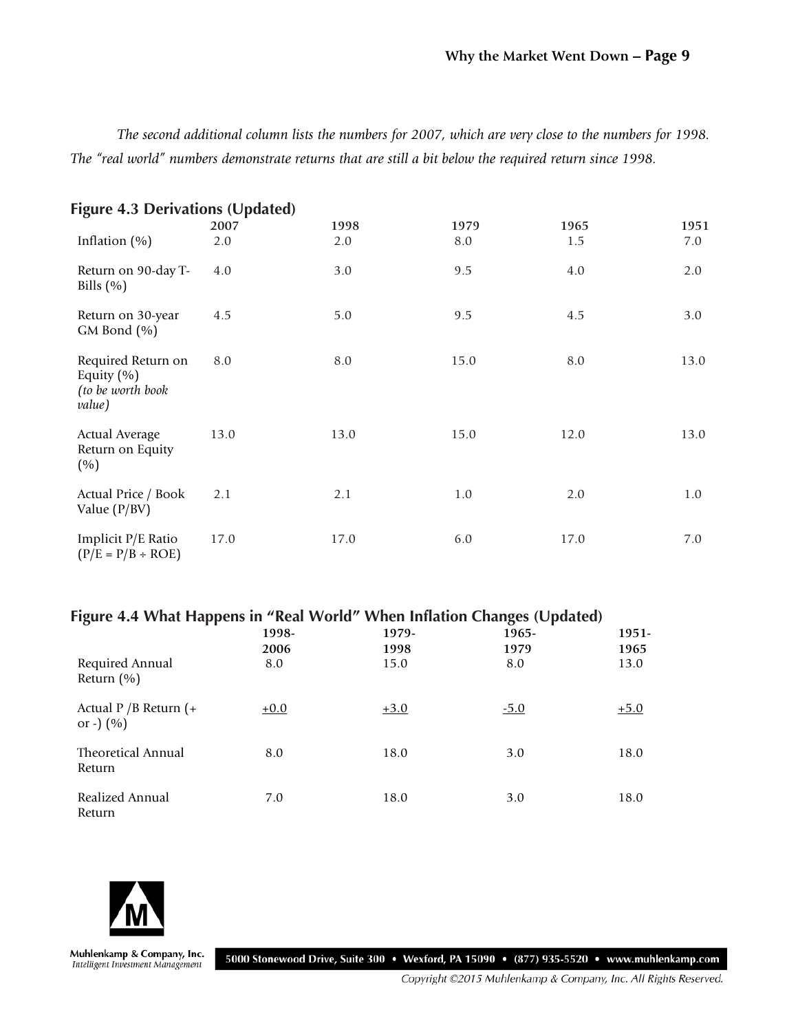*The second additional column lists the numbers for 2007, which are very close to the numbers for 1998. The "real world" numbers demonstrate returns that are still a bit below the required return since 1998.*

### Figure 4.3 Derivations (Updated)

| | 2007 | 1998 | 1979 | 1965 | 1951 |
|---|---|---|---|---|---|
| Inflation (%) | 2.0 | 2.0 | 8.0 | 1.5 | 7.0 |
| Return on 90-day T-Bills (%) | 4.0 | 3.0 | 9.5 | 4.0 | 2.0 |
| Return on 30-year GM Bond (%) | 4.5 | 5.0 | 9.5 | 4.5 | 3.0 |
| Required Return on Equity (%) *(to be worth book value)* | 8.0 | 8.0 | 15.0 | 8.0 | 13.0 |
| Actual Average Return on Equity (%) | 13.0 | 13.0 | 15.0 | 12.0 | 13.0 |
| Actual Price / Book Value (P/BV) | 2.1 | 2.1 | 1.0 | 2.0 | 1.0 |
| Implicit P/E Ratio (P/E = P/B ÷ ROE) | 17.0 | 17.0 | 6.0 | 17.0 | 7.0 |

### Figure 4.4 What Happens in "Real World" When Inflation Changes (Updated)

| | 1998-2006 | 1979-1998 | 1965-1979 | 1951-1965 |
|---|---|---|---|---|
| Required Annual Return (%) | 8.0 | 15.0 | 8.0 | 13.0 |
| Actual P /B Return (+ or -) (%) | +0.0 | +3.0 | -5.0 | +5.0 |
| Theoretical Annual Return | 8.0 | 18.0 | 3.0 | 18.0 |
| Realized Annual Return | 7.0 | 18.0 | 3.0 | 18.0 |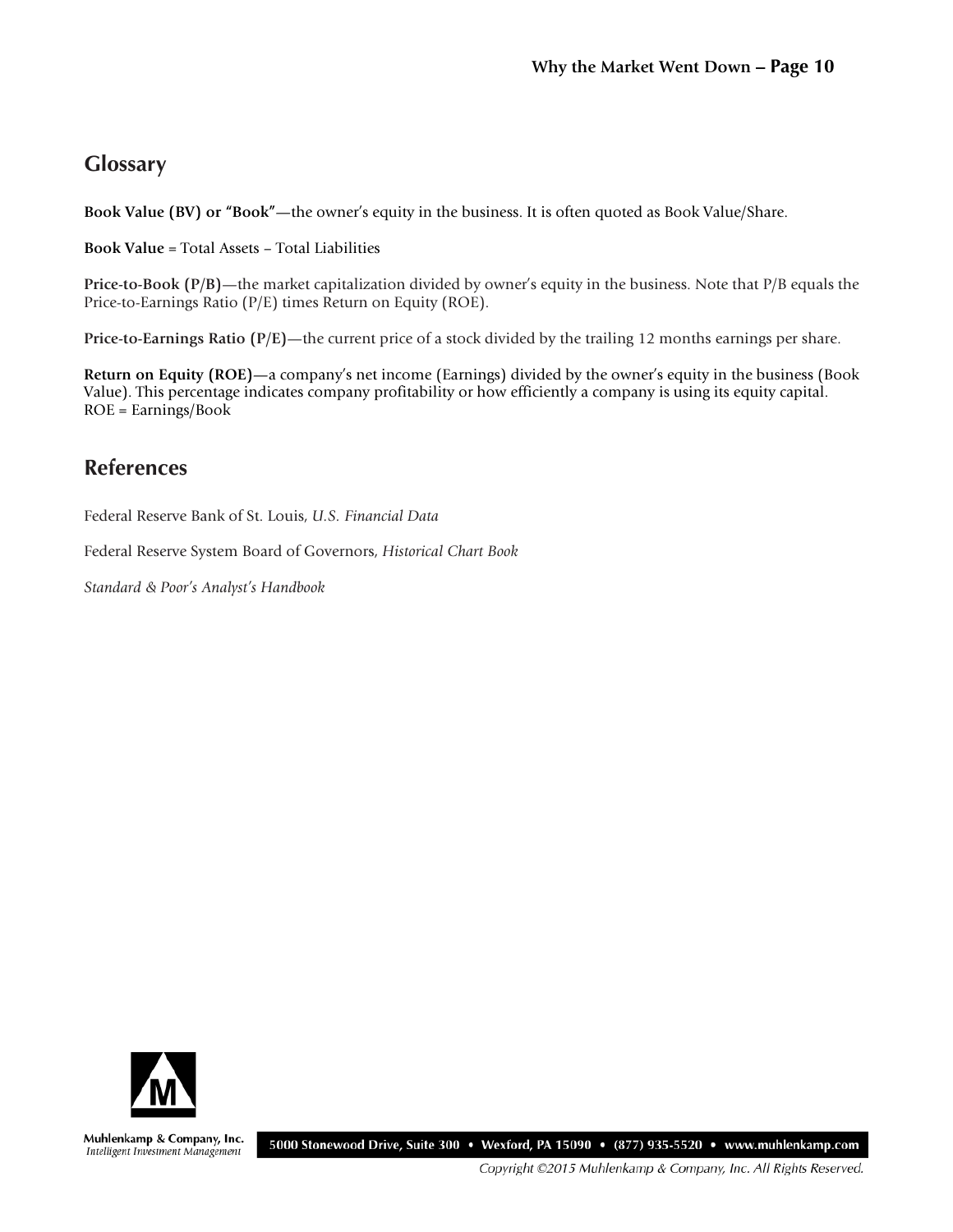## Glossary

**Book Value (BV) or "Book"**—the owner's equity in the business. It is often quoted as Book Value/Share.

**Book Value** = Total Assets – Total Liabilities

**Price-to-Book (P/B)**—the market capitalization divided by owner's equity in the business. Note that P/B equals the Price-to-Earnings Ratio (P/E) times Return on Equity (ROE).

**Price-to-Earnings Ratio (P/E)**—the current price of a stock divided by the trailing 12 months earnings per share.

**Return on Equity (ROE)**—a company's net income (Earnings) divided by the owner's equity in the business (Book Value). This percentage indicates company profitability or how efficiently a company is using its equity capital.
ROE = Earnings/Book

## References

Federal Reserve Bank of St. Louis, *U.S. Financial Data*

Federal Reserve System Board of Governors, *Historical Chart Book*

*Standard & Poor's Analyst's Handbook*

Muhlenkamp & Company, Inc.
*Intelligent Investment Management*

5000 Stonewood Drive, Suite 300 • Wexford, PA 15090 • (877) 935-5520 • www.muhlenkamp.com

*Copyright ©2015 Muhlenkamp & Company, Inc. All Rights Reserved.*